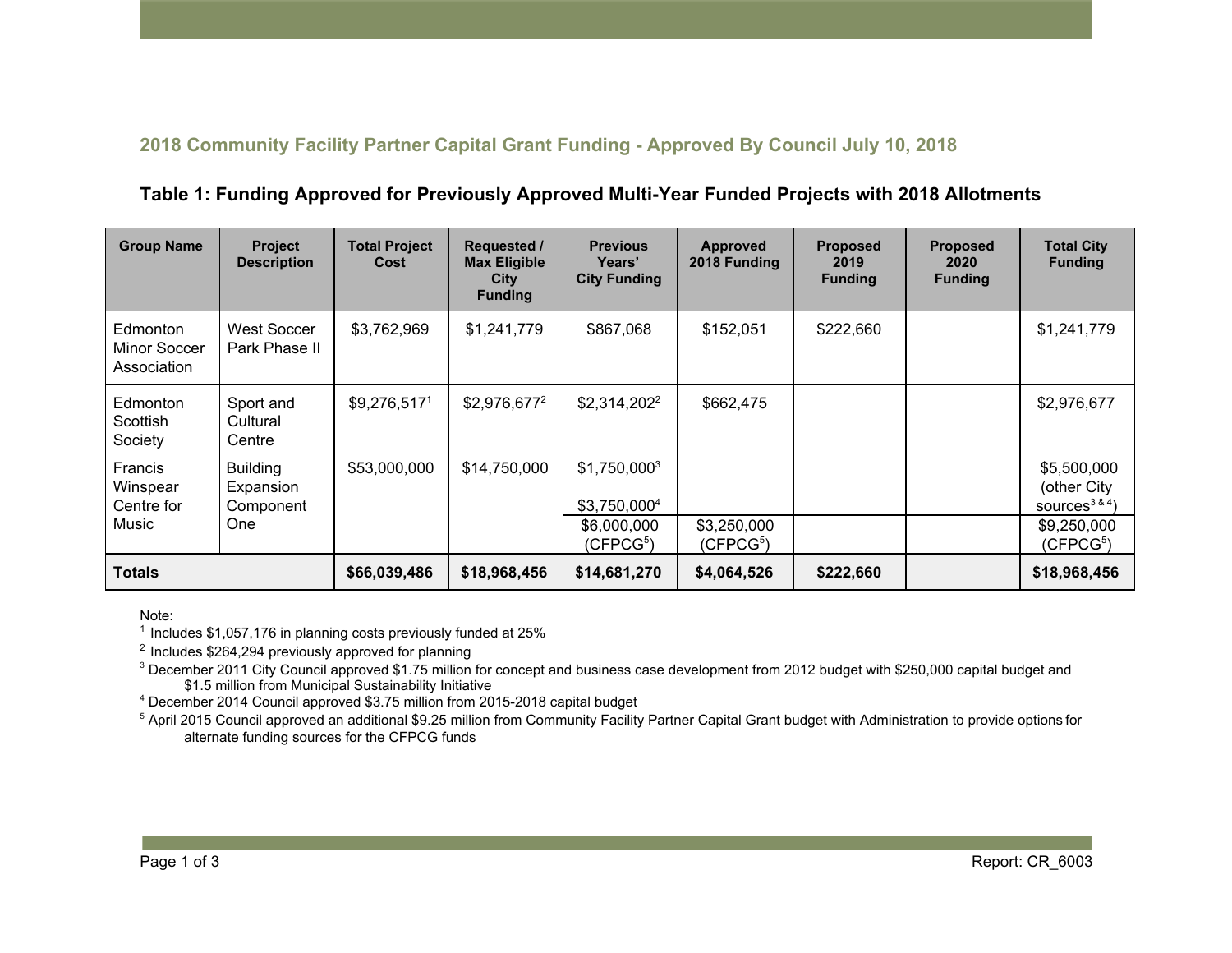## 2018 Community Facility Partner Capital Grant Funding - Approved By Council July 10, 2018

### Table 1: Funding Approved for Previously Approved Multi-Year Funded Projects with 2018 Allotments

| Group Name | Project Description | Total Project Cost | Requested / Max Eligible City Funding | Previous Years' City Funding | Approved 2018 Funding | Proposed 2019 Funding | Proposed 2020 Funding | Total City Funding |
|---|---|---|---|---|---|---|---|---|
| Edmonton Minor Soccer Association | West Soccer Park Phase II | $3,762,969 | $1,241,779 | $867,068 | $152,051 | $222,660 | | $1,241,779 |
| Edmonton Scottish Society | Sport and Cultural Centre | $9,276,517[1] | $2,976,677[2] | $2,314,202[2] | $662,475 | | | $2,976,677 |
| Francis Winspear Centre for Music | Building Expansion Component One | $53,000,000 | $14,750,000 | $1,750,000[3] $3,750,000[4] | | | | $5,500,000 (other City sources[3 & 4]) |
| | | | | $6,000,000 (CFPCG[5]) | $3,250,000 (CFPCG[5]) | | | $9,250,000 (CFPCG[5]) |
| **Totals** | | **$66,039,486** | **$18,968,456** | **$14,681,270** | **$4,064,526** | **$222,660** | | **$18,968,456** |

Note:

[1] Includes $1,057,176 in planning costs previously funded at 25%

[2] Includes $264,294 previously approved for planning

[3] December 2011 City Council approved $1.75 million for concept and business case development from 2012 budget with $250,000 capital budget and $1.5 million from Municipal Sustainability Initiative

[4] December 2014 Council approved $3.75 million from 2015-2018 capital budget

[5] April 2015 Council approved an additional $9.25 million from Community Facility Partner Capital Grant budget with Administration to provide options for alternate funding sources for the CFPCG funds

Report: CR_6003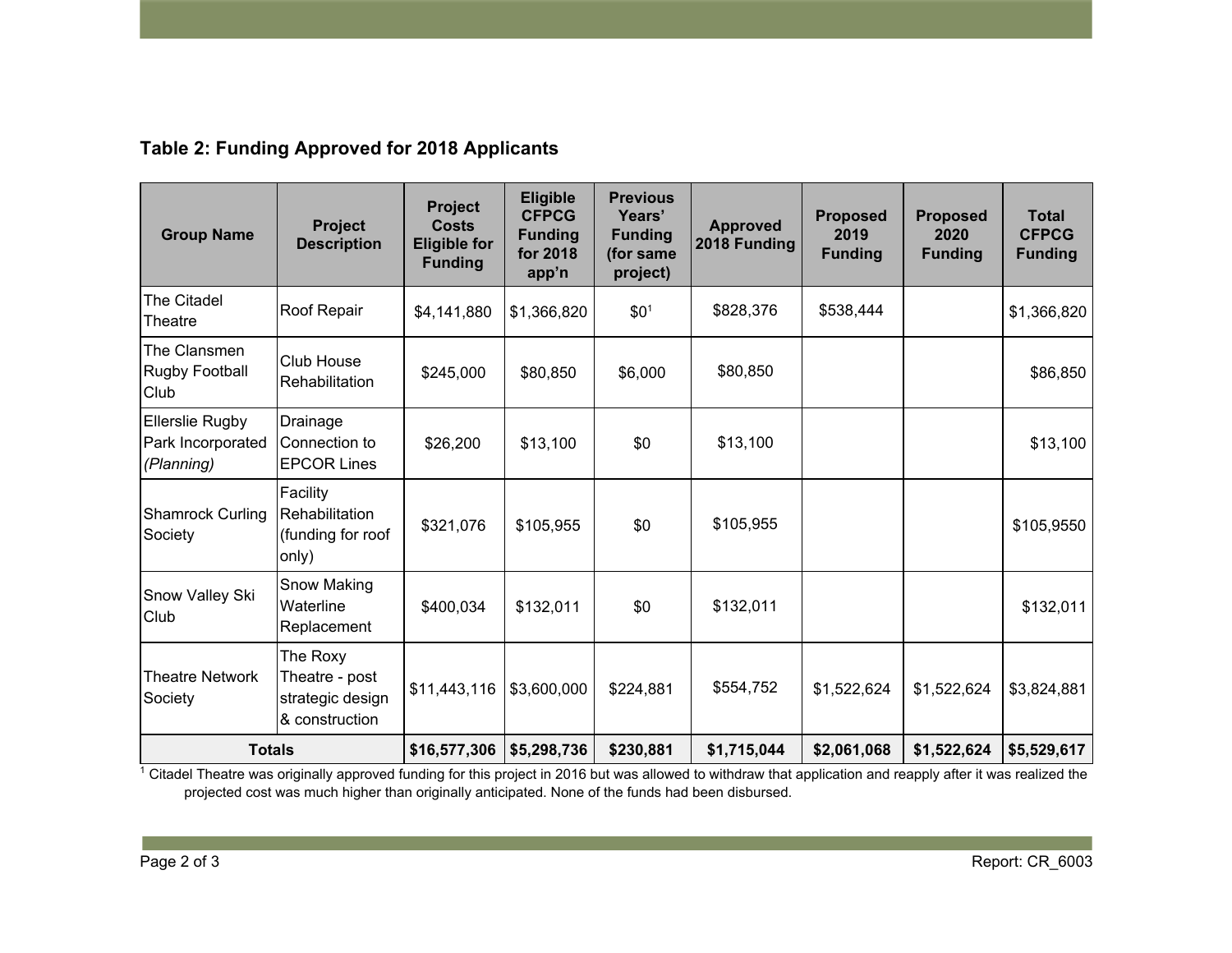**Table 2: Funding Approved for 2018 Applicants**

| Group Name | Project Description | Project Costs Eligible for Funding | Eligible CFPCG Funding for 2018 app'n | Previous Years' Funding (for same project) | Approved 2018 Funding | Proposed 2019 Funding | Proposed 2020 Funding | Total CFPCG Funding |
|---|---|---|---|---|---|---|---|---|
| The Citadel Theatre | Roof Repair | $4,141,880 | $1,366,820 | $0[1] | $828,376 | $538,444 | | $1,366,820 |
| The Clansmen Rugby Football Club | Club House Rehabilitation | $245,000 | $80,850 | $6,000 | $80,850 | | | $86,850 |
| Ellerslie Rugby Park Incorporated *(Planning)* | Drainage Connection to EPCOR Lines | $26,200 | $13,100 | $0 | $13,100 | | | $13,100 |
| Shamrock Curling Society | Facility Rehabilitation (funding for roof only) | $321,076 | $105,955 | $0 | $105,955 | | | $105,9550 |
| Snow Valley Ski Club | Snow Making Waterline Replacement | $400,034 | $132,011 | $0 | $132,011 | | | $132,011 |
| Theatre Network Society | The Roxy Theatre - post strategic design & construction | $11,443,116 | $3,600,000 | $224,881 | $554,752 | $1,522,624 | $1,522,624 | $3,824,881 |
| **Totals** | | **$16,577,306** | **$5,298,736** | **$230,881** | **$1,715,044** | **$2,061,068** | **$1,522,624** | **$5,529,617** |

[1] Citadel Theatre was originally approved funding for this project in 2016 but was allowed to withdraw that application and reapply after it was realized the projected cost was much higher than originally anticipated. None of the funds had been disbursed.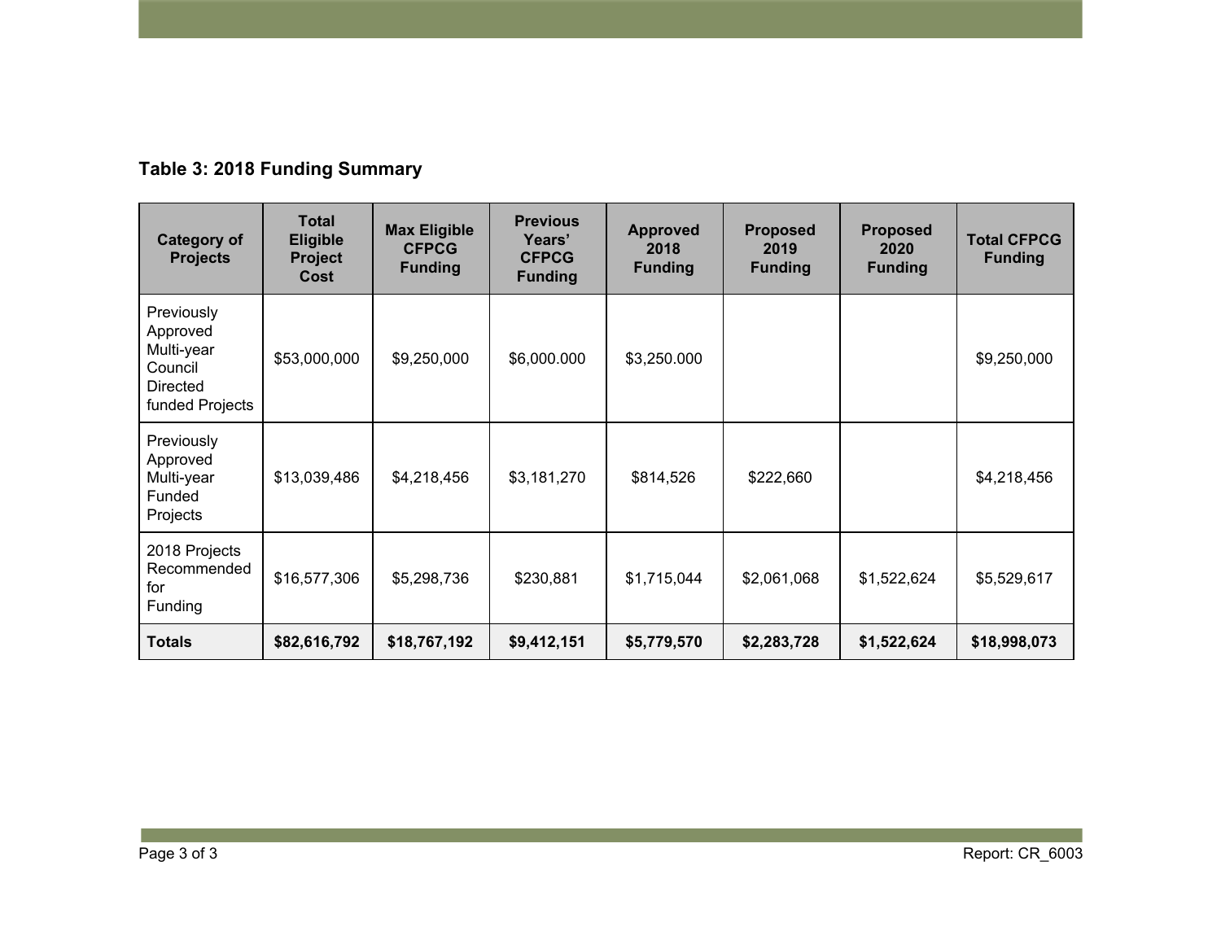**Table 3: 2018 Funding Summary**

| Category of Projects | Total Eligible Project Cost | Max Eligible CFPCG Funding | Previous Years' CFPCG Funding | Approved 2018 Funding | Proposed 2019 Funding | Proposed 2020 Funding | Total CFPCG Funding |
|---|---|---|---|---|---|---|---|
| Previously Approved Multi-year Council Directed funded Projects | $53,000,000 | $9,250,000 | $6,000.000 | $3,250.000 | | | $9,250,000 |
| Previously Approved Multi-year Funded Projects | $13,039,486 | $4,218,456 | $3,181,270 | $814,526 | $222,660 | | $4,218,456 |
| 2018 Projects Recommended for Funding | $16,577,306 | $5,298,736 | $230,881 | $1,715,044 | $2,061,068 | $1,522,624 | $5,529,617 |
| **Totals** | **$82,616,792** | **$18,767,192** | **$9,412,151** | **$5,779,570** | **$2,283,728** | **$1,522,624** | **$18,998,073** |